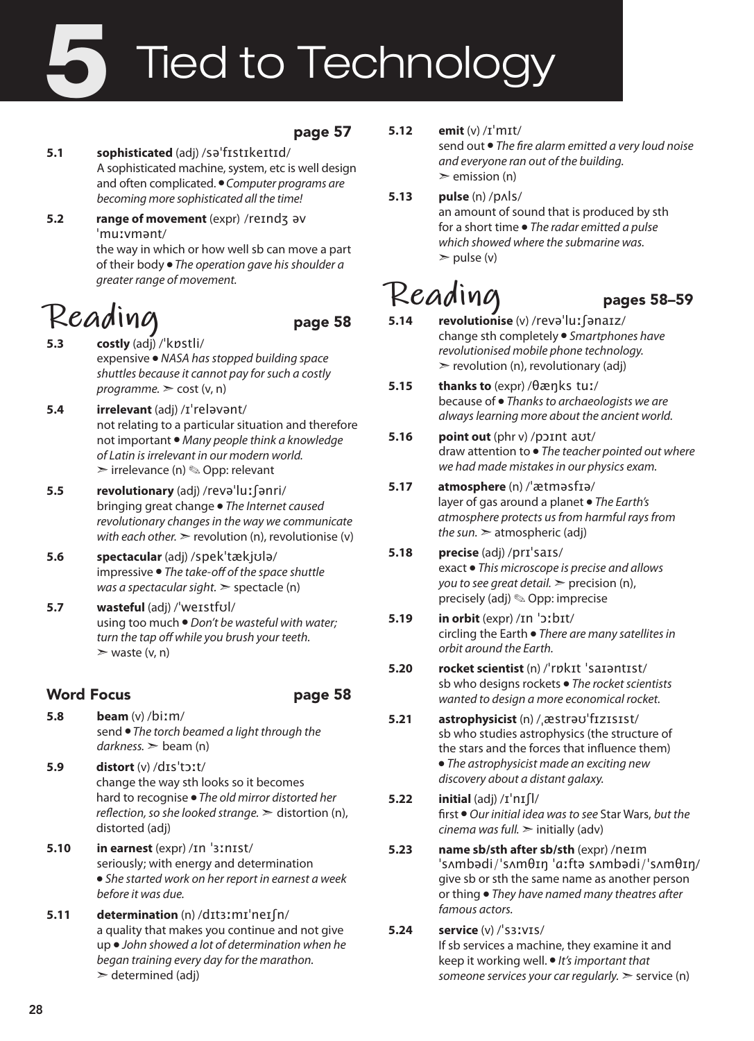# 5 Tied to Technology

**page 57**

**5.1** **sophisticated** (adj) /səˈfɪstɪkeɪtɪd/
A sophisticated machine, system, etc is well design and often complicated. ● *Computer programs are becoming more sophisticated all the time!*

**5.2** **range of movement** (expr) /reɪndʒ əv ˈmuːvmənt/
the way in which or how well sb can move a part of their body ● *The operation gave his shoulder a greater range of movement.*

## Reading

**page 58**

**5.3** **costly** (adj) /ˈkɒstli/
expensive ● *NASA has stopped building space shuttles because it cannot pay for such a costly programme.* ➣ cost (v, n)

**5.4** **irrelevant** (adj) /ɪˈreləvənt/
not relating to a particular situation and therefore not important ● *Many people think a knowledge of Latin is irrelevant in our modern world.*
➣ irrelevance (n) ✎ Opp: relevant

**5.5** **revolutionary** (adj) /revəˈluːʃənri/
bringing great change ● *The Internet caused revolutionary changes in the way we communicate with each other.* ➣ revolution (n), revolutionise (v)

**5.6** **spectacular** (adj) /spekˈtækjʊlə/
impressive ● *The take-off of the space shuttle was a spectacular sight.* ➣ spectacle (n)

**5.7** **wasteful** (adj) /ˈweɪstfʊl/
using too much ● *Don't be wasteful with water; turn the tap off while you brush your teeth.*
➣ waste (v, n)

### Word Focus

**page 58**

**5.8** **beam** (v) /biːm/
send ● *The torch beamed a light through the darkness.* ➣ beam (n)

**5.9** **distort** (v) /dɪsˈtɔːt/
change the way sth looks so it becomes hard to recognise ● *The old mirror distorted her reflection, so she looked strange.* ➣ distortion (n), distorted (adj)

**5.10** **in earnest** (expr) /ɪn ˈɜːnɪst/
seriously; with energy and determination
● *She started work on her report in earnest a week before it was due.*

**5.11** **determination** (n) /dɪtɜːmɪˈneɪʃn/
a quality that makes you continue and not give up ● *John showed a lot of determination when he began training every day for the marathon.*
➣ determined (adj)

**5.12** **emit** (v) /ɪˈmɪt/
send out ● *The fire alarm emitted a very loud noise and everyone ran out of the building.*
➣ emission (n)

**5.13** **pulse** (n) /pʌls/
an amount of sound that is produced by sth for a short time ● *The radar emitted a pulse which showed where the submarine was.*
➣ pulse (v)

## Reading

**pages 58–59**

**5.14** **revolutionise** (v) /revəˈluːʃənaɪz/
change sth completely ● *Smartphones have revolutionised mobile phone technology.*
➣ revolution (n), revolutionary (adj)

**5.15** **thanks to** (expr) /θæŋks tuː/
because of ● *Thanks to archaeologists we are always learning more about the ancient world.*

**5.16** **point out** (phr v) /pɔɪnt aʊt/
draw attention to ● *The teacher pointed out where we had made mistakes in our physics exam.*

**5.17** **atmosphere** (n) /ˈætməsfɪə/
layer of gas around a planet ● *The Earth's atmosphere protects us from harmful rays from the sun.* ➣ atmospheric (adj)

**5.18** **precise** (adj) /prɪˈsaɪs/
exact ● *This microscope is precise and allows you to see great detail.* ➣ precision (n), precisely (adj) ✎ Opp: imprecise

**5.19** **in orbit** (expr) /ɪn ˈɔːbɪt/
circling the Earth ● *There are many satellites in orbit around the Earth.*

**5.20** **rocket scientist** (n) /ˈrɒkɪt ˈsaɪəntɪst/
sb who designs rockets ● *The rocket scientists wanted to design a more economical rocket.*

**5.21** **astrophysicist** (n) /ˌæstrəʊˈfɪzɪsɪst/
sb who studies astrophysics (the structure of the stars and the forces that influence them)
● *The astrophysicist made an exciting new discovery about a distant galaxy.*

**5.22** **initial** (adj) /ɪˈnɪʃl/
first ● *Our initial idea was to see* Star Wars, *but the cinema was full.* ➣ initially (adv)

**5.23** **name sb/sth after sb/sth** (expr) /neɪm ˈsʌmbədi/ˈsʌmθɪŋ ˈɑːftə sʌmbədi/ˈsʌmθɪŋ/
give sb or sth the same name as another person or thing ● *They have named many theatres after famous actors.*

**5.24** **service** (v) /ˈsɜːvɪs/
If sb services a machine, they examine it and keep it working well. ● *It's important that someone services your car regularly.* ➣ service (n)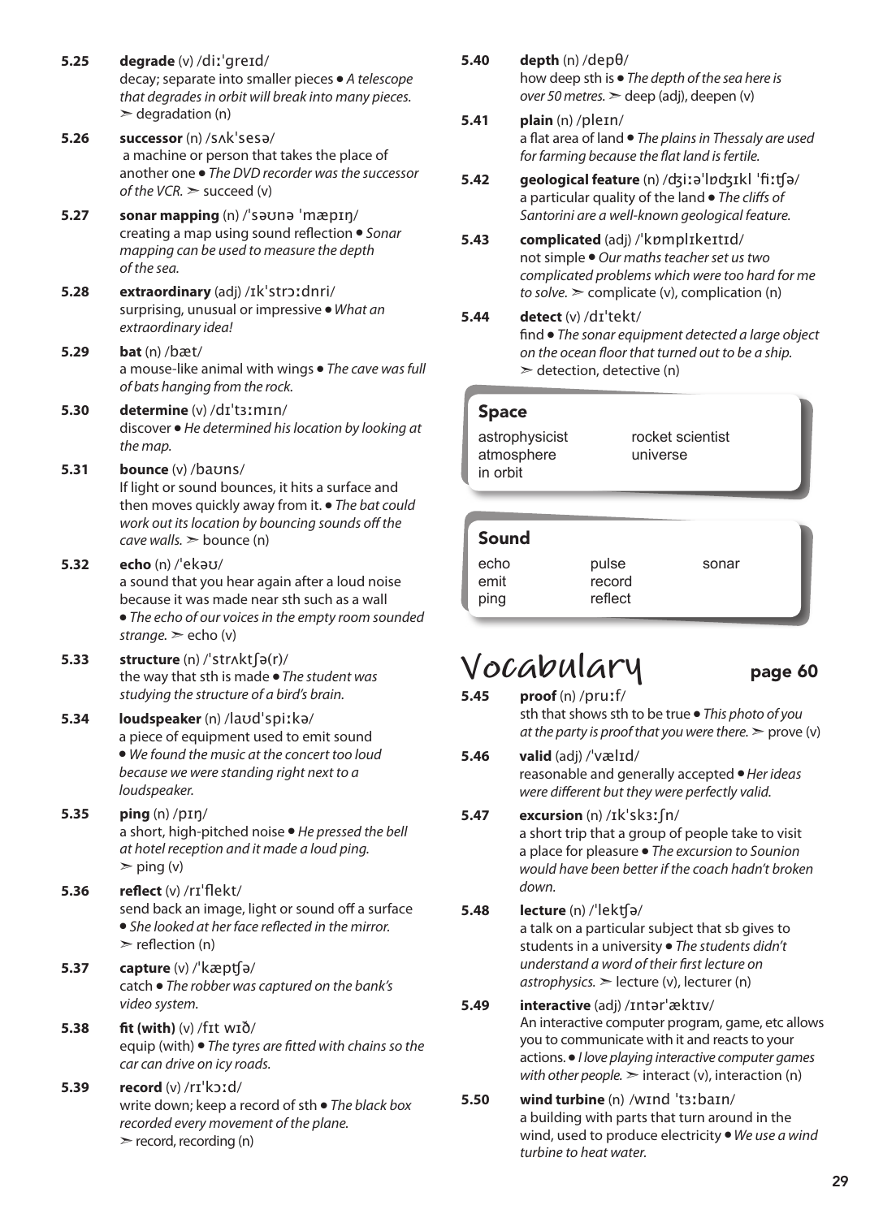**5.25** **degrade** (v) /diːˈɡreɪd/
decay; separate into smaller pieces • *A telescope that degrades in orbit will break into many pieces.* ➢ degradation (n)

**5.26** **successor** (n) /sʌkˈsesə/
a machine or person that takes the place of another one • *The DVD recorder was the successor of the VCR.* ➢ succeed (v)

**5.27** **sonar mapping** (n) /ˈsəʊnə ˈmæpɪŋ/
creating a map using sound reflection • *Sonar mapping can be used to measure the depth of the sea.*

**5.28** **extraordinary** (adj) /ɪkˈstrɔːdnri/
surprising, unusual or impressive • *What an extraordinary idea!*

**5.29** **bat** (n) /bæt/
a mouse-like animal with wings • *The cave was full of bats hanging from the rock.*

**5.30** **determine** (v) /dɪˈtɜːmɪn/
discover • *He determined his location by looking at the map.*

**5.31** **bounce** (v) /baʊns/
If light or sound bounces, it hits a surface and then moves quickly away from it. • *The bat could work out its location by bouncing sounds off the cave walls.* ➢ bounce (n)

**5.32** **echo** (n) /ˈekəʊ/
a sound that you hear again after a loud noise because it was made near sth such as a wall • *The echo of our voices in the empty room sounded strange.* ➢ echo (v)

**5.33** **structure** (n) /ˈstrʌktʃə(r)/
the way that sth is made • *The student was studying the structure of a bird's brain.*

**5.34** **loudspeaker** (n) /laʊdˈspiːkə/
a piece of equipment used to emit sound • *We found the music at the concert too loud because we were standing right next to a loudspeaker.*

**5.35** **ping** (n) /pɪŋ/
a short, high-pitched noise • *He pressed the bell at hotel reception and it made a loud ping.* ➢ ping (v)

**5.36** **reflect** (v) /rɪˈflekt/
send back an image, light or sound off a surface • *She looked at her face reflected in the mirror.* ➢ reflection (n)

**5.37** **capture** (v) /ˈkæptʃə/
catch • *The robber was captured on the bank's video system.*

**5.38** **fit (with)** (v) /fɪt wɪð/
equip (with) • *The tyres are fitted with chains so the car can drive on icy roads.*

**5.39** **record** (v) /rɪˈkɔːd/
write down; keep a record of sth • *The black box recorded every movement of the plane.* ➢ record, recording (n)

**5.40** **depth** (n) /depθ/
how deep sth is • *The depth of the sea here is over 50 metres.* ➢ deep (adj), deepen (v)

**5.41** **plain** (n) /pleɪn/
a flat area of land • *The plains in Thessaly are used for farming because the flat land is fertile.*

**5.42** **geological feature** (n) /dʒiːəˈlɒdʒɪkl ˈfiːtʃə/
a particular quality of the land • *The cliffs of Santorini are a well-known geological feature.*

**5.43** **complicated** (adj) /ˈkɒmplɪkeɪtɪd/
not simple • *Our maths teacher set us two complicated problems which were too hard for me to solve.* ➢ complicate (v), complication (n)

**5.44** **detect** (v) /dɪˈtekt/
find • *The sonar equipment detected a large object on the ocean floor that turned out to be a ship.* ➢ detection, detective (n)

### Space

| | |
|---|---|
| astrophysicist | rocket scientist |
| atmosphere | universe |
| in orbit | |

### Sound

| | | |
|---|---|---|
| echo | pulse | sonar |
| emit | record | |
| ping | reflect | |

## Vocabulary page 60

**5.45** **proof** (n) /pruːf/
sth that shows sth to be true • *This photo of you at the party is proof that you were there.* ➢ prove (v)

**5.46** **valid** (adj) /ˈvælɪd/
reasonable and generally accepted • *Her ideas were different but they were perfectly valid.*

**5.47** **excursion** (n) /ɪkˈskɜːʃn/
a short trip that a group of people take to visit a place for pleasure • *The excursion to Sounion would have been better if the coach hadn't broken down.*

**5.48** **lecture** (n) /ˈlektʃə/
a talk on a particular subject that sb gives to students in a university • *The students didn't understand a word of their first lecture on astrophysics.* ➢ lecture (v), lecturer (n)

**5.49** **interactive** (adj) /ɪntərˈæktɪv/
An interactive computer program, game, etc allows you to communicate with it and reacts to your actions. • *I love playing interactive computer games with other people.* ➢ interact (v), interaction (n)

**5.50** **wind turbine** (n) /wɪnd ˈtɜːbaɪn/
a building with parts that turn around in the wind, used to produce electricity • *We use a wind turbine to heat water.*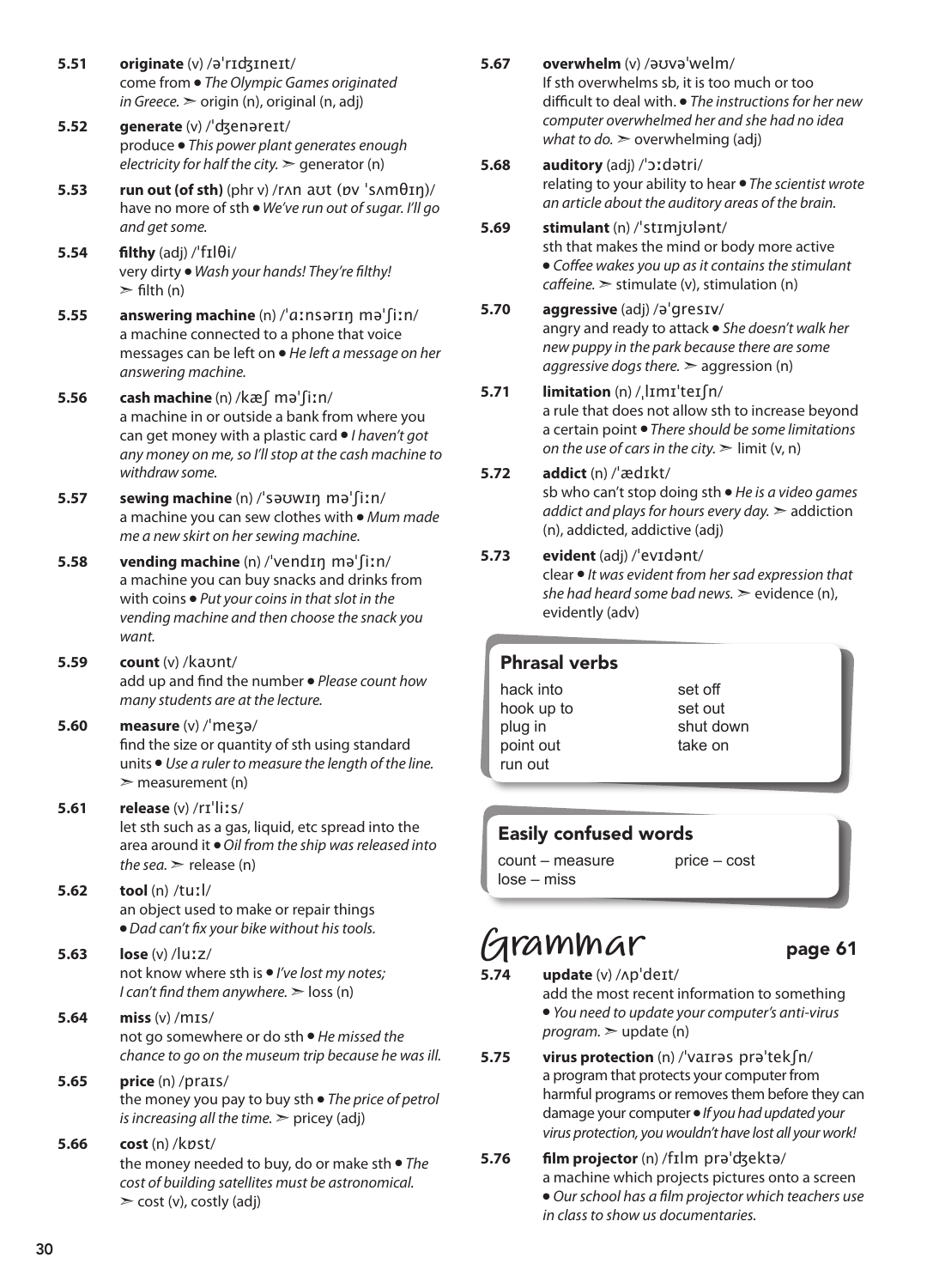**5.51** **originate** (v) /əˈrɪdʒɪneɪt/
come from • *The Olympic Games originated in Greece.* ➢ origin (n), original (n, adj)

**5.52** **generate** (v) /ˈdʒenəreɪt/
produce • *This power plant generates enough electricity for half the city.* ➢ generator (n)

**5.53** **run out (of sth)** (phr v) /rʌn aʊt (ɒv ˈsʌmθɪŋ)/
have no more of sth • *We've run out of sugar. I'll go and get some.*

**5.54** **filthy** (adj) /ˈfɪlθi/
very dirty • *Wash your hands! They're filthy!* ➢ filth (n)

**5.55** **answering machine** (n) /ˈɑːnsərɪŋ məˈʃiːn/
a machine connected to a phone that voice messages can be left on • *He left a message on her answering machine.*

**5.56** **cash machine** (n) /kæʃ məˈʃiːn/
a machine in or outside a bank from where you can get money with a plastic card • *I haven't got any money on me, so I'll stop at the cash machine to withdraw some.*

**5.57** **sewing machine** (n) /ˈsəʊwɪŋ məˈʃiːn/
a machine you can sew clothes with • *Mum made me a new skirt on her sewing machine.*

**5.58** **vending machine** (n) /ˈvendɪŋ məˈʃiːn/
a machine you can buy snacks and drinks from with coins • *Put your coins in that slot in the vending machine and then choose the snack you want.*

**5.59** **count** (v) /kaʊnt/
add up and find the number • *Please count how many students are at the lecture.*

**5.60** **measure** (v) /ˈmeʒə/
find the size or quantity of sth using standard units • *Use a ruler to measure the length of the line.* ➢ measurement (n)

**5.61** **release** (v) /rɪˈliːs/
let sth such as a gas, liquid, etc spread into the area around it • *Oil from the ship was released into the sea.* ➢ release (n)

**5.62** **tool** (n) /tuːl/
an object used to make or repair things • *Dad can't fix your bike without his tools.*

**5.63** **lose** (v) /luːz/
not know where sth is • *I've lost my notes; I can't find them anywhere.* ➢ loss (n)

**5.64** **miss** (v) /mɪs/
not go somewhere or do sth • *He missed the chance to go on the museum trip because he was ill.*

**5.65** **price** (n) /praɪs/
the money you pay to buy sth • *The price of petrol is increasing all the time.* ➢ pricey (adj)

**5.66** **cost** (n) /kɒst/
the money needed to buy, do or make sth • *The cost of building satellites must be astronomical.* ➢ cost (v), costly (adj)

**5.67** **overwhelm** (v) /əʊvəˈwelm/
If sth overwhelms sb, it is too much or too difficult to deal with. • *The instructions for her new computer overwhelmed her and she had no idea what to do.* ➢ overwhelming (adj)

**5.68** **auditory** (adj) /ˈɔːdətri/
relating to your ability to hear • *The scientist wrote an article about the auditory areas of the brain.*

**5.69** **stimulant** (n) /ˈstɪmjʊlənt/
sth that makes the mind or body more active • *Coffee wakes you up as it contains the stimulant caffeine.* ➢ stimulate (v), stimulation (n)

**5.70** **aggressive** (adj) /əˈgresɪv/
angry and ready to attack • *She doesn't walk her new puppy in the park because there are some aggressive dogs there.* ➢ aggression (n)

**5.71** **limitation** (n) /ˌlɪmɪˈteɪʃn/
a rule that does not allow sth to increase beyond a certain point • *There should be some limitations on the use of cars in the city.* ➢ limit (v, n)

**5.72** **addict** (n) /ˈædɪkt/
sb who can't stop doing sth • *He is a video games addict and plays for hours every day.* ➢ addiction (n), addicted, addictive (adj)

**5.73** **evident** (adj) /ˈevɪdənt/
clear • *It was evident from her sad expression that she had heard some bad news.* ➢ evidence (n), evidently (adv)

## Phrasal verbs

- hack into
- hook up to
- plug in
- point out
- run out
- set off
- set out
- shut down
- take on

## Easily confused words

- count – measure
- lose – miss
- price – cost

# Grammar

page 61

**5.74** **update** (v) /ʌpˈdeɪt/
add the most recent information to something • *You need to update your computer's anti-virus program.* ➢ update (n)

**5.75** **virus protection** (n) /ˈvaɪrəs prəˈtekʃn/
a program that protects your computer from harmful programs or removes them before they can damage your computer • *If you had updated your virus protection, you wouldn't have lost all your work!*

**5.76** **film projector** (n) /fɪlm prəˈdʒektə/
a machine which projects pictures onto a screen • *Our school has a film projector which teachers use in class to show us documentaries.*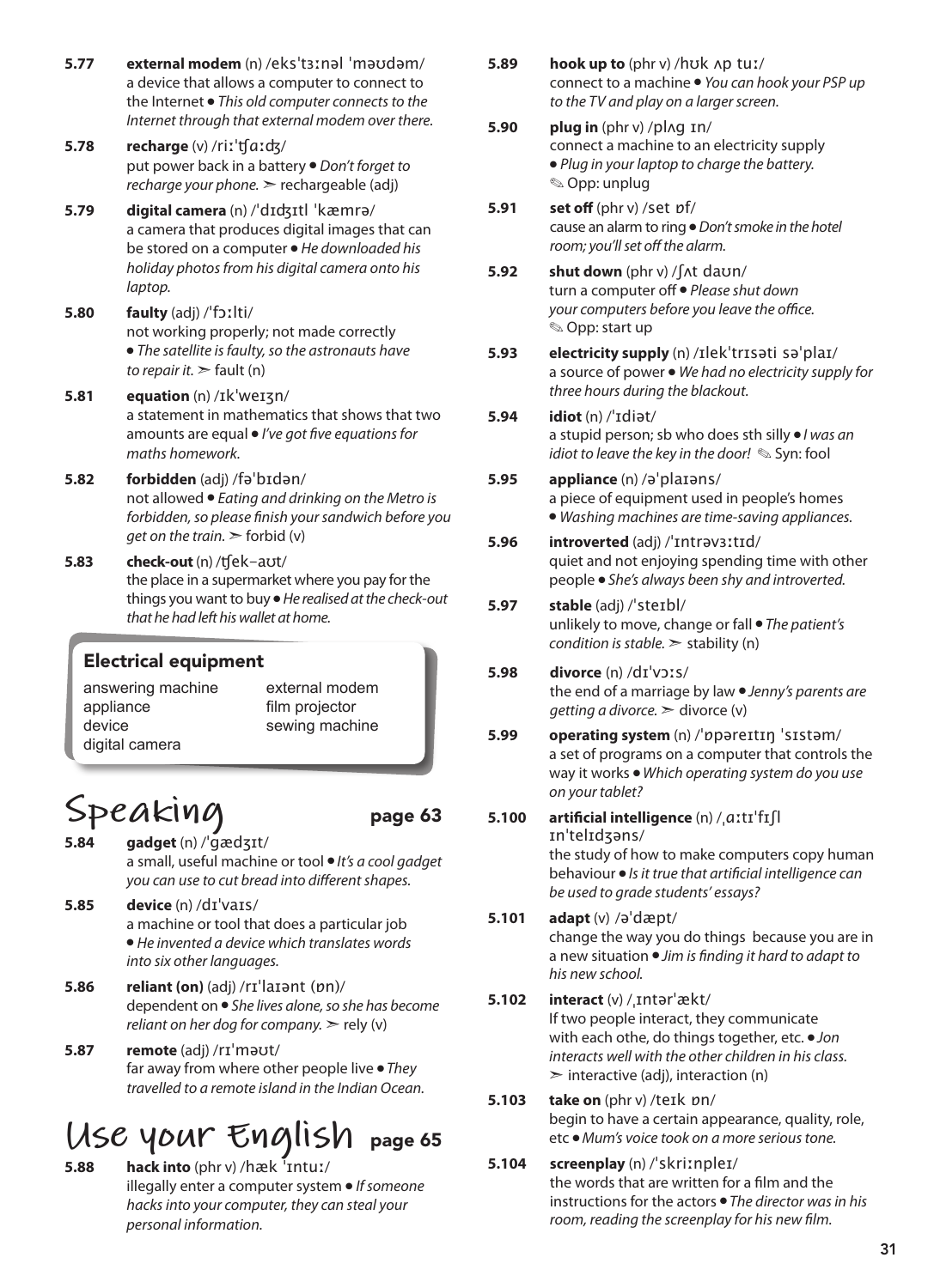**5.77** **external modem** (n) /eksˈtɜːnəl ˈməʊdəm/
a device that allows a computer to connect to the Internet • *This old computer connects to the Internet through that external modem over there.*

**5.78** **recharge** (v) /riːˈtʃɑːdʒ/
put power back in a battery • *Don't forget to recharge your phone.* ➣ rechargeable (adj)

**5.79** **digital camera** (n) /ˈdɪdʒɪtl ˈkæmrə/
a camera that produces digital images that can be stored on a computer • *He downloaded his holiday photos from his digital camera onto his laptop.*

**5.80** **faulty** (adj) /ˈfɔːlti/
not working properly; not made correctly • *The satellite is faulty, so the astronauts have to repair it.* ➣ fault (n)

**5.81** **equation** (n) /ɪkˈweɪʒn/
a statement in mathematics that shows that two amounts are equal • *I've got five equations for maths homework.*

**5.82** **forbidden** (adj) /fəˈbɪdən/
not allowed • *Eating and drinking on the Metro is forbidden, so please finish your sandwich before you get on the train.* ➣ forbid (v)

**5.83** **check-out** (n) /tʃek–aʊt/
the place in a supermarket where you pay for the things you want to buy • *He realised at the check-out that he had left his wallet at home.*

### Electrical equipment

answering machine
appliance
device
digital camera
external modem
film projector
sewing machine

## Speaking page 63

**5.84** **gadget** (n) /ˈgædʒɪt/
a small, useful machine or tool • *It's a cool gadget you can use to cut bread into different shapes.*

**5.85** **device** (n) /dɪˈvaɪs/
a machine or tool that does a particular job • *He invented a device which translates words into six other languages.*

**5.86** **reliant (on)** (adj) /rɪˈlaɪənt (ɒn)/
dependent on • *She lives alone, so she has become reliant on her dog for company.* ➣ rely (v)

**5.87** **remote** (adj) /rɪˈməʊt/
far away from where other people live • *They travelled to a remote island in the Indian Ocean.*

## Use your English page 65

**5.88** **hack into** (phr v) /hæk ˈɪntuː/
illegally enter a computer system • *If someone hacks into your computer, they can steal your personal information.*

**5.89** **hook up to** (phr v) /hʊk ʌp tuː/
connect to a machine • *You can hook your PSP up to the TV and play on a larger screen.*

**5.90** **plug in** (phr v) /plʌg ɪn/
connect a machine to an electricity supply • *Plug in your laptop to charge the battery.*
✎ Opp: unplug

**5.91** **set off** (phr v) /set ɒf/
cause an alarm to ring • *Don't smoke in the hotel room; you'll set off the alarm.*

**5.92** **shut down** (phr v) /ʃʌt daʊn/
turn a computer off • *Please shut down your computers before you leave the office.*
✎ Opp: start up

**5.93** **electricity supply** (n) /ɪlekˈtrɪsəti səˈplaɪ/
a source of power • *We had no electricity supply for three hours during the blackout.*

**5.94** **idiot** (n) /ˈɪdiət/
a stupid person; sb who does sth silly • *I was an idiot to leave the key in the door!* ✎ Syn: fool

**5.95** **appliance** (n) /əˈplaɪəns/
a piece of equipment used in people's homes • *Washing machines are time-saving appliances.*

**5.96** **introverted** (adj) /ˈɪntrəvɜːtɪd/
quiet and not enjoying spending time with other people • *She's always been shy and introverted.*

**5.97** **stable** (adj) /ˈsteɪbl/
unlikely to move, change or fall • *The patient's condition is stable.* ➣ stability (n)

**5.98** **divorce** (n) /dɪˈvɔːs/
the end of a marriage by law • *Jenny's parents are getting a divorce.* ➣ divorce (v)

**5.99** **operating system** (n) /ˈɒpəreɪtɪŋ ˈsɪstəm/
a set of programs on a computer that controls the way it works • *Which operating system do you use on your tablet?*

**5.100** **artificial intelligence** (n) /ˌɑːtɪˈfɪʃl ɪnˈtelɪdʒəns/
the study of how to make computers copy human behaviour • *Is it true that artificial intelligence can be used to grade students' essays?*

**5.101** **adapt** (v) /əˈdæpt/
change the way you do things because you are in a new situation • *Jim is finding it hard to adapt to his new school.*

**5.102** **interact** (v) /ˌɪntərˈækt/
If two people interact, they communicate with each othe, do things together, etc. • *Jon interacts well with the other children in his class.*
➣ interactive (adj), interaction (n)

**5.103** **take on** (phr v) /teɪk ɒn/
begin to have a certain appearance, quality, role, etc • *Mum's voice took on a more serious tone.*

**5.104** **screenplay** (n) /ˈskriːnpleɪ/
the words that are written for a film and the instructions for the actors • *The director was in his room, reading the screenplay for his new film.*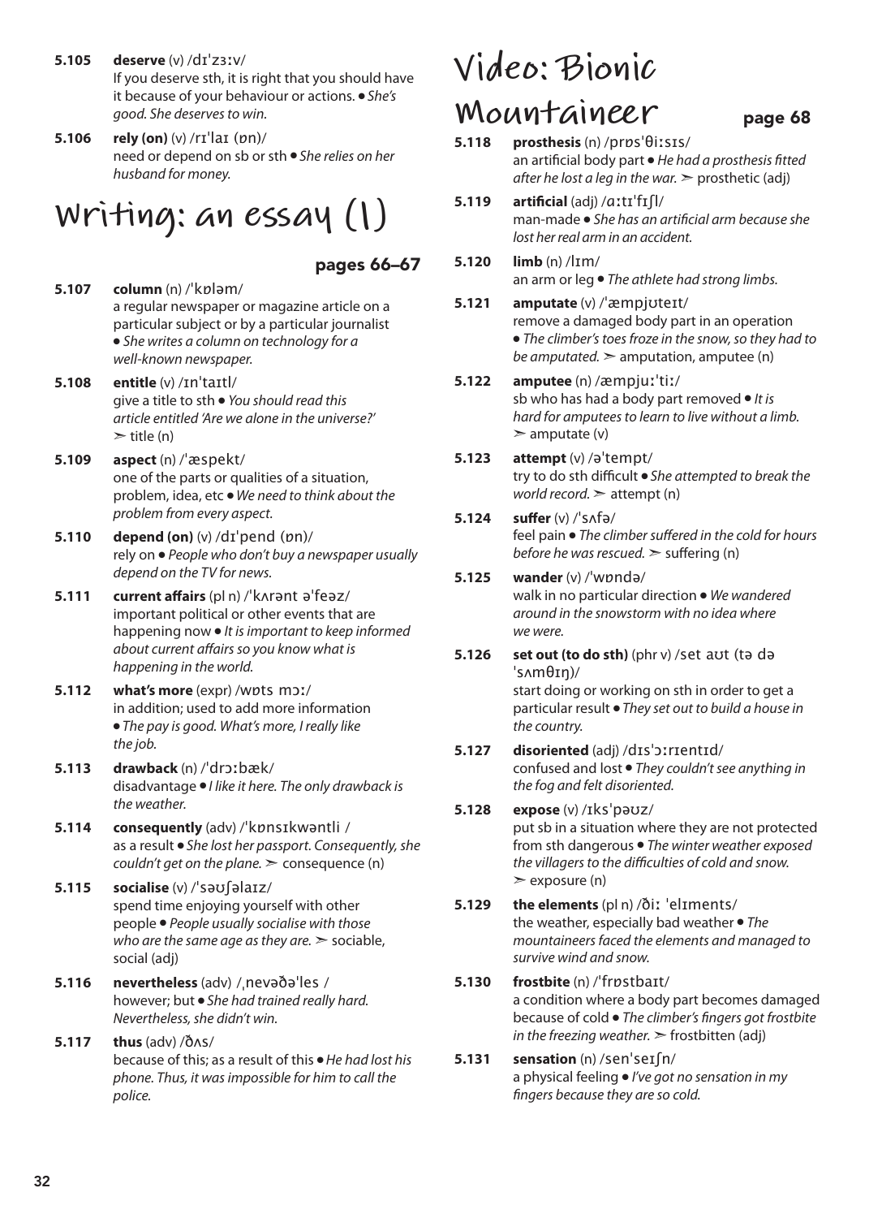**5.105** **deserve** (v) /dɪˈzɜːv/
If you deserve sth, it is right that you should have it because of your behaviour or actions. • *She's good. She deserves to win.*

**5.106** **rely (on)** (v) /rɪˈlaɪ (ɒn)/
need or depend on sb or sth • *She relies on her husband for money.*

# Writing: an essay (1)

### pages 66–67

**5.107** **column** (n) /ˈkɒləm/
a regular newspaper or magazine article on a particular subject or by a particular journalist • *She writes a column on technology for a well-known newspaper.*

**5.108** **entitle** (v) /ɪnˈtaɪtl/
give a title to sth • *You should read this article entitled 'Are we alone in the universe?'* ➣ title (n)

**5.109** **aspect** (n) /ˈæspekt/
one of the parts or qualities of a situation, problem, idea, etc • *We need to think about the problem from every aspect.*

**5.110** **depend (on)** (v) /dɪˈpend (ɒn)/
rely on • *People who don't buy a newspaper usually depend on the TV for news.*

**5.111** **current affairs** (pl n) /ˈkʌrənt əˈfeəz/
important political or other events that are happening now • *It is important to keep informed about current affairs so you know what is happening in the world.*

**5.112** **what's more** (expr) /wɒts mɔː/
in addition; used to add more information • *The pay is good. What's more, I really like the job.*

**5.113** **drawback** (n) /ˈdrɔːbæk/
disadvantage • *I like it here. The only drawback is the weather.*

**5.114** **consequently** (adv) /ˈkɒnsɪkwəntli /
as a result • *She lost her passport. Consequently, she couldn't get on the plane.* ➣ consequence (n)

**5.115** **socialise** (v) /ˈsəʊʃəlaɪz/
spend time enjoying yourself with other people • *People usually socialise with those who are the same age as they are.* ➣ sociable, social (adj)

**5.116** **nevertheless** (adv) /ˌnevəðəˈles /
however; but • *She had trained really hard. Nevertheless, she didn't win.*

**5.117** **thus** (adv) /ðʌs/
because of this; as a result of this • *He had lost his phone. Thus, it was impossible for him to call the police.*

# Video: Bionic Mountaineer

### page 68

**5.118** **prosthesis** (n) /prɒsˈθiːsɪs/
an artificial body part • *He had a prosthesis fitted after he lost a leg in the war.* ➣ prosthetic (adj)

**5.119** **artificial** (adj) /ɑːtɪˈfɪʃl/
man-made • *She has an artificial arm because she lost her real arm in an accident.*

**5.120** **limb** (n) /lɪm/
an arm or leg • *The athlete had strong limbs.*

**5.121** **amputate** (v) /ˈæmpjʊteɪt/
remove a damaged body part in an operation • *The climber's toes froze in the snow, so they had to be amputated.* ➣ amputation, amputee (n)

**5.122** **amputee** (n) /æmpjuːˈtiː/
sb who has had a body part removed • *It is hard for amputees to learn to live without a limb.* ➣ amputate (v)

**5.123** **attempt** (v) /əˈtempt/
try to do sth difficult • *She attempted to break the world record.* ➣ attempt (n)

**5.124** **suffer** (v) /ˈsʌfə/
feel pain • *The climber suffered in the cold for hours before he was rescued.* ➣ suffering (n)

**5.125** **wander** (v) /ˈwɒndə/
walk in no particular direction • *We wandered around in the snowstorm with no idea where we were.*

**5.126** **set out (to do sth)** (phr v) /set aʊt (tə də ˈsʌmθɪŋ)/
start doing or working on sth in order to get a particular result • *They set out to build a house in the country.*

**5.127** **disoriented** (adj) /dɪsˈɔːrɪentɪd/
confused and lost • *They couldn't see anything in the fog and felt disoriented.*

**5.128** **expose** (v) /ɪksˈpəʊz/
put sb in a situation where they are not protected from sth dangerous • *The winter weather exposed the villagers to the difficulties of cold and snow.* ➣ exposure (n)

**5.129** **the elements** (pl n) /ðiː ˈelɪments/
the weather, especially bad weather • *The mountaineers faced the elements and managed to survive wind and snow.*

**5.130** **frostbite** (n) /ˈfrɒstbaɪt/
a condition where a body part becomes damaged because of cold • *The climber's fingers got frostbite in the freezing weather.* ➣ frostbitten (adj)

**5.131** **sensation** (n) /senˈseɪʃn/
a physical feeling • *I've got no sensation in my fingers because they are so cold.*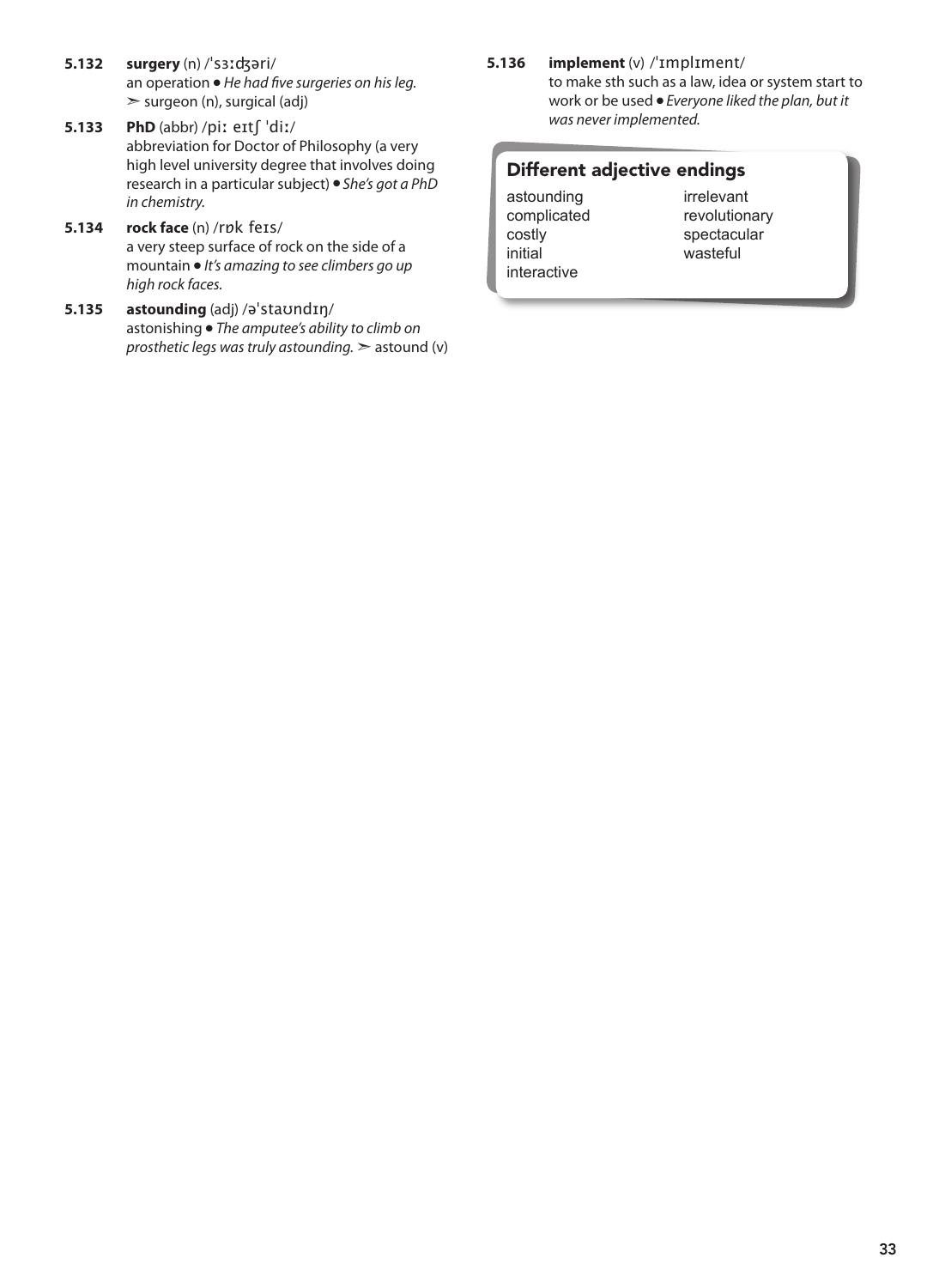**5.132** **surgery** (n) /ˈsɜːdʒəri/
an operation • *He had five surgeries on his leg.*
➣ surgeon (n), surgical (adj)

**5.133** **PhD** (abbr) /piː eɪtʃ ˈdiː/
abbreviation for Doctor of Philosophy (a very high level university degree that involves doing research in a particular subject) • *She's got a PhD in chemistry.*

**5.134** **rock face** (n) /rɒk feɪs/
a very steep surface of rock on the side of a mountain • *It's amazing to see climbers go up high rock faces.*

**5.135** **astounding** (adj) /əˈstaʊndɪŋ/
astonishing • *The amputee's ability to climb on prosthetic legs was truly astounding.* ➣ astound (v)

**5.136** **implement** (v) /ˈɪmplɪment/
to make sth such as a law, idea or system start to work or be used • *Everyone liked the plan, but it was never implemented.*

## Different adjective endings

- astounding
- complicated
- costly
- initial
- interactive
- irrelevant
- revolutionary
- spectacular
- wasteful